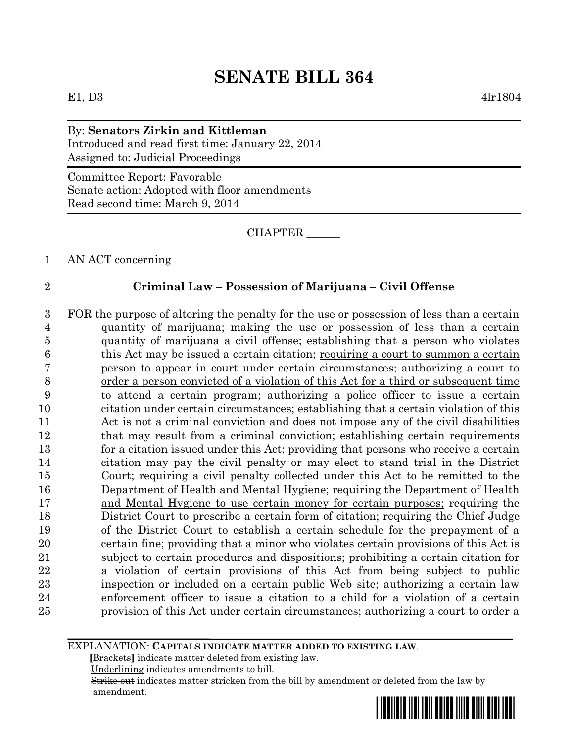# SENATE BILL 364

E1, D3 4lr1804

By: **Senators Zirkin and Kittleman**
Introduced and read first time: January 22, 2014
Assigned to: Judicial Proceedings

Committee Report: Favorable
Senate action: Adopted with floor amendments
Read second time: March 9, 2014

CHAPTER ______

AN ACT concerning

**Criminal Law – Possession of Marijuana – Civil Offense**

FOR the purpose of altering the penalty for the use or possession of less than a certain quantity of marijuana; making the use or possession of less than a certain quantity of marijuana a civil offense; establishing that a person who violates this Act may be issued a certain citation; requiring a court to summon a certain person to appear in court under certain circumstances; authorizing a court to order a person convicted of a violation of this Act for a third or subsequent time to attend a certain program; authorizing a police officer to issue a certain citation under certain circumstances; establishing that a certain violation of this Act is not a criminal conviction and does not impose any of the civil disabilities that may result from a criminal conviction; establishing certain requirements for a citation issued under this Act; providing that persons who receive a certain citation may pay the civil penalty or may elect to stand trial in the District Court; requiring a civil penalty collected under this Act to be remitted to the Department of Health and Mental Hygiene; requiring the Department of Health and Mental Hygiene to use certain money for certain purposes; requiring the District Court to prescribe a certain form of citation; requiring the Chief Judge of the District Court to establish a certain schedule for the prepayment of a certain fine; providing that a minor who violates certain provisions of this Act is subject to certain procedures and dispositions; prohibiting a certain citation for a violation of certain provisions of this Act from being subject to public inspection or included on a certain public Web site; authorizing a certain law enforcement officer to issue a citation to a child for a violation of a certain provision of this Act under certain circumstances; authorizing a court to order a

EXPLANATION: **CAPITALS INDICATE MATTER ADDED TO EXISTING LAW.**
**[**Brackets**]** indicate matter deleted from existing law.
Underlining indicates amendments to bill.
~~Strike out~~ indicates matter stricken from the bill by amendment or deleted from the law by amendment.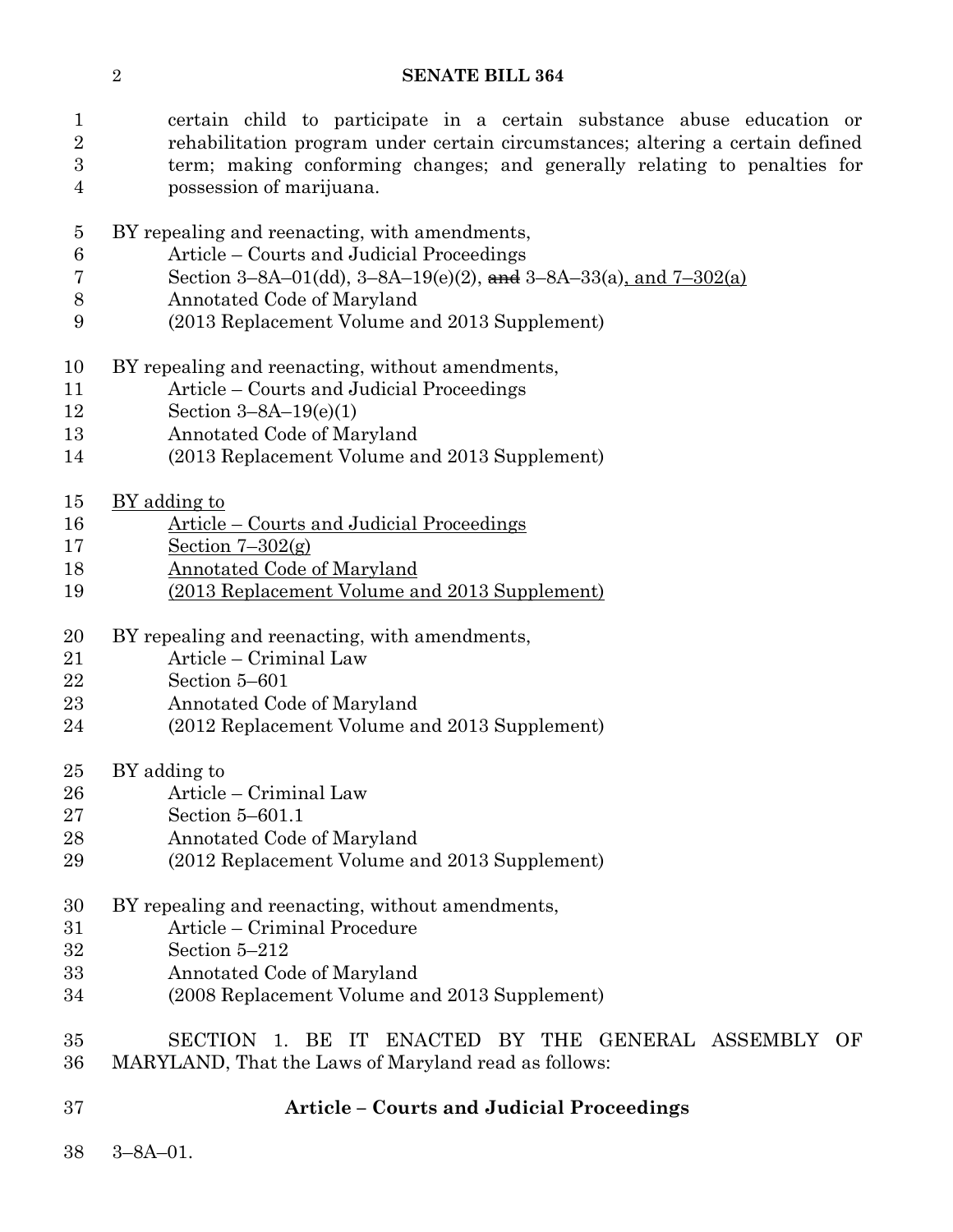certain child to participate in a certain substance abuse education or rehabilitation program under certain circumstances; altering a certain defined term; making conforming changes; and generally relating to penalties for possession of marijuana.

BY repealing and reenacting, with amendments,
Article – Courts and Judicial Proceedings
Section 3–8A–01(dd), 3–8A–19(e)(2), ~~and~~ 3–8A–33(a), and 7–302(a)
Annotated Code of Maryland
(2013 Replacement Volume and 2013 Supplement)

BY repealing and reenacting, without amendments,
Article – Courts and Judicial Proceedings
Section 3–8A–19(e)(1)
Annotated Code of Maryland
(2013 Replacement Volume and 2013 Supplement)

BY adding to
Article – Courts and Judicial Proceedings
Section 7–302(g)
Annotated Code of Maryland
(2013 Replacement Volume and 2013 Supplement)

BY repealing and reenacting, with amendments,
Article – Criminal Law
Section 5–601
Annotated Code of Maryland
(2012 Replacement Volume and 2013 Supplement)

BY adding to
Article – Criminal Law
Section 5–601.1
Annotated Code of Maryland
(2012 Replacement Volume and 2013 Supplement)

BY repealing and reenacting, without amendments,
Article – Criminal Procedure
Section 5–212
Annotated Code of Maryland
(2008 Replacement Volume and 2013 Supplement)

SECTION 1. BE IT ENACTED BY THE GENERAL ASSEMBLY OF MARYLAND, That the Laws of Maryland read as follows:

**Article – Courts and Judicial Proceedings**

3–8A–01.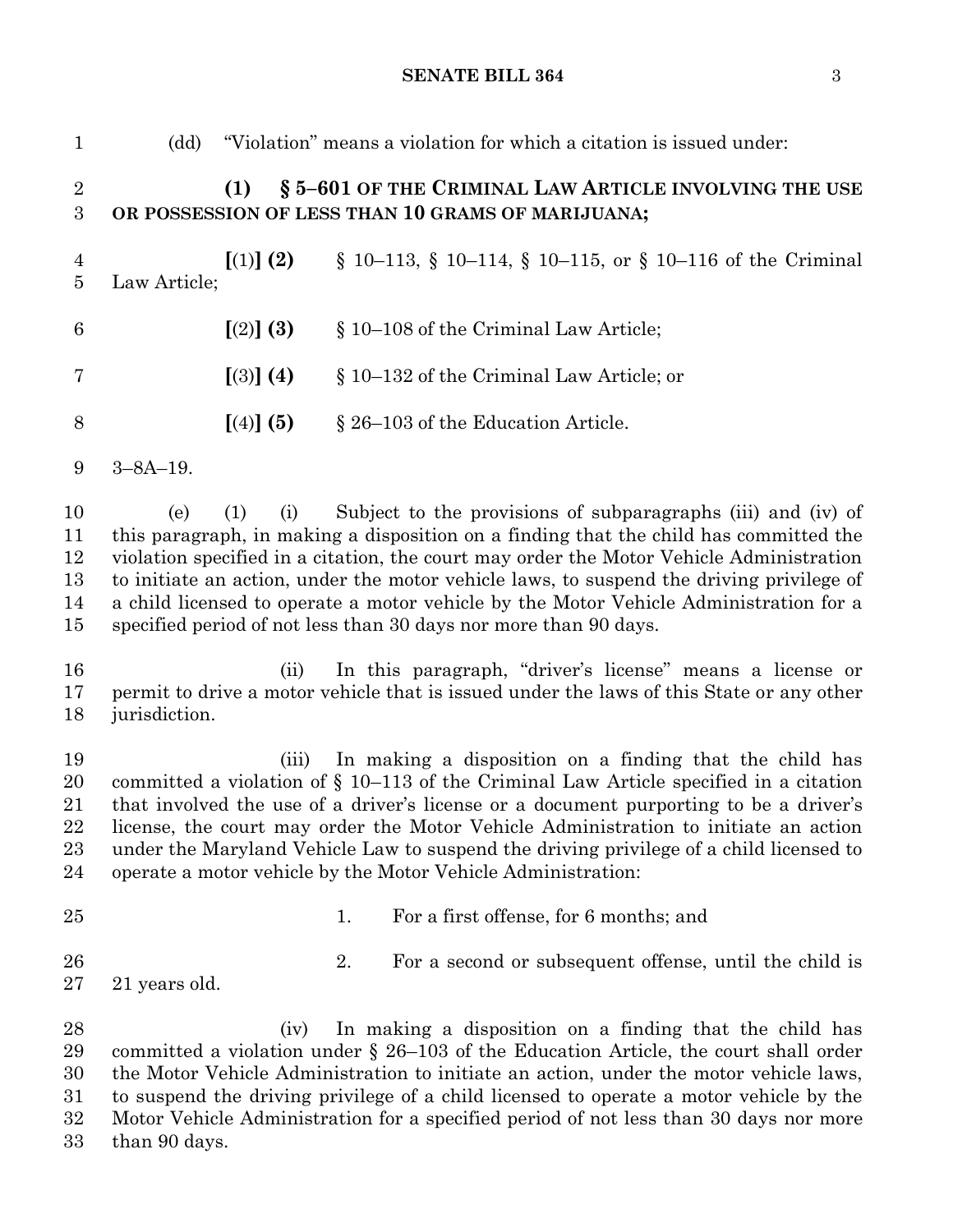(dd) "Violation" means a violation for which a citation is issued under:

**(1) § 5–601 OF THE CRIMINAL LAW ARTICLE INVOLVING THE USE OR POSSESSION OF LESS THAN 10 GRAMS OF MARIJUANA;**

**[**(1)**] (2)** § 10–113, § 10–114, § 10–115, or § 10–116 of the Criminal Law Article;

**[**(2)**] (3)** § 10–108 of the Criminal Law Article;

**[**(3)**] (4)** § 10–132 of the Criminal Law Article; or

**[**(4)**] (5)** § 26–103 of the Education Article.

3–8A–19.

(e) (1) (i) Subject to the provisions of subparagraphs (iii) and (iv) of this paragraph, in making a disposition on a finding that the child has committed the violation specified in a citation, the court may order the Motor Vehicle Administration to initiate an action, under the motor vehicle laws, to suspend the driving privilege of a child licensed to operate a motor vehicle by the Motor Vehicle Administration for a specified period of not less than 30 days nor more than 90 days.

(ii) In this paragraph, "driver's license" means a license or permit to drive a motor vehicle that is issued under the laws of this State or any other jurisdiction.

(iii) In making a disposition on a finding that the child has committed a violation of § 10–113 of the Criminal Law Article specified in a citation that involved the use of a driver's license or a document purporting to be a driver's license, the court may order the Motor Vehicle Administration to initiate an action under the Maryland Vehicle Law to suspend the driving privilege of a child licensed to operate a motor vehicle by the Motor Vehicle Administration:

1. For a first offense, for 6 months; and

2. For a second or subsequent offense, until the child is 21 years old.

(iv) In making a disposition on a finding that the child has committed a violation under § 26–103 of the Education Article, the court shall order the Motor Vehicle Administration to initiate an action, under the motor vehicle laws, to suspend the driving privilege of a child licensed to operate a motor vehicle by the Motor Vehicle Administration for a specified period of not less than 30 days nor more than 90 days.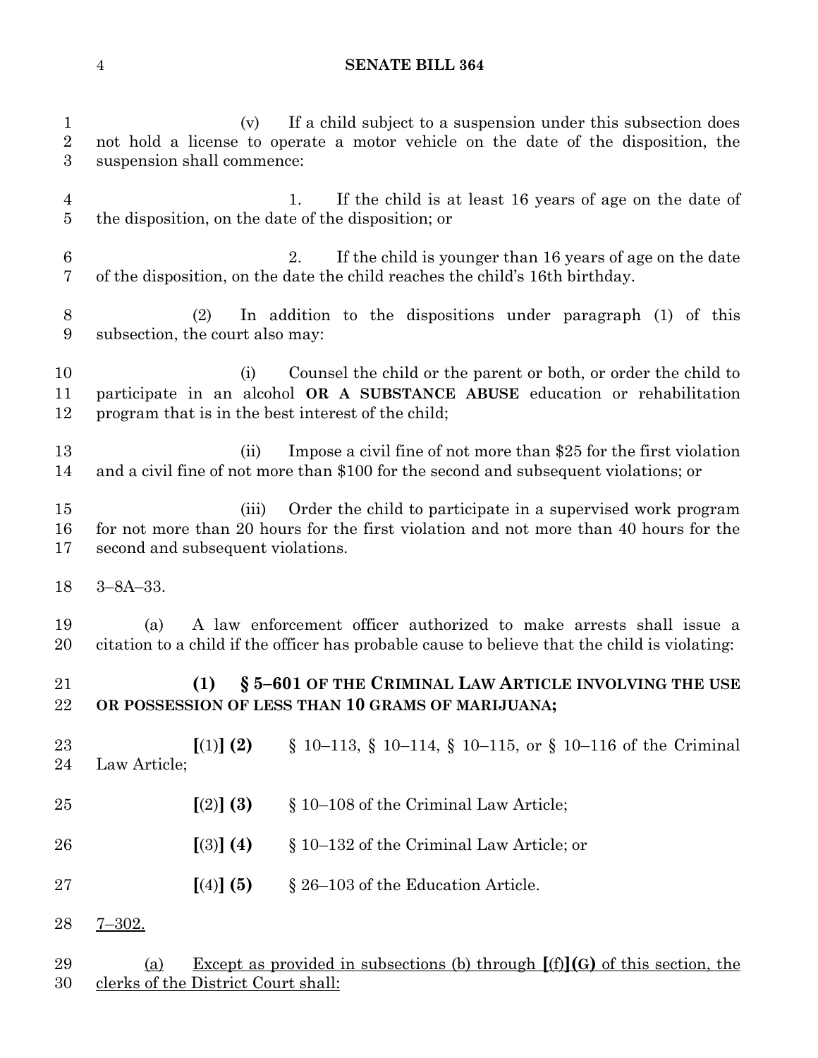(v) If a child subject to a suspension under this subsection does not hold a license to operate a motor vehicle on the date of the disposition, the suspension shall commence:

1. If the child is at least 16 years of age on the date of the disposition, on the date of the disposition; or

2. If the child is younger than 16 years of age on the date of the disposition, on the date the child reaches the child's 16th birthday.

(2) In addition to the dispositions under paragraph (1) of this subsection, the court also may:

(i) Counsel the child or the parent or both, or order the child to participate in an alcohol **OR A SUBSTANCE ABUSE** education or rehabilitation program that is in the best interest of the child;

(ii) Impose a civil fine of not more than $25 for the first violation and a civil fine of not more than $100 for the second and subsequent violations; or

(iii) Order the child to participate in a supervised work program for not more than 20 hours for the first violation and not more than 40 hours for the second and subsequent violations.

3–8A–33.

(a) A law enforcement officer authorized to make arrests shall issue a citation to a child if the officer has probable cause to believe that the child is violating:

**(1) § 5–601 OF THE CRIMINAL LAW ARTICLE INVOLVING THE USE OR POSSESSION OF LESS THAN 10 GRAMS OF MARIJUANA;**

**[**(1)**] (2)** § 10–113, § 10–114, § 10–115, or § 10–116 of the Criminal Law Article;

**[**(2)**] (3)** § 10–108 of the Criminal Law Article;

**[**(3)**] (4)** § 10–132 of the Criminal Law Article; or

**[**(4)**] (5)** § 26–103 of the Education Article.

<u>7–302.</u>

<u>(a) Except as provided in subsections (b) through **[**(f)**](G)** of this section, the clerks of the District Court shall:</u>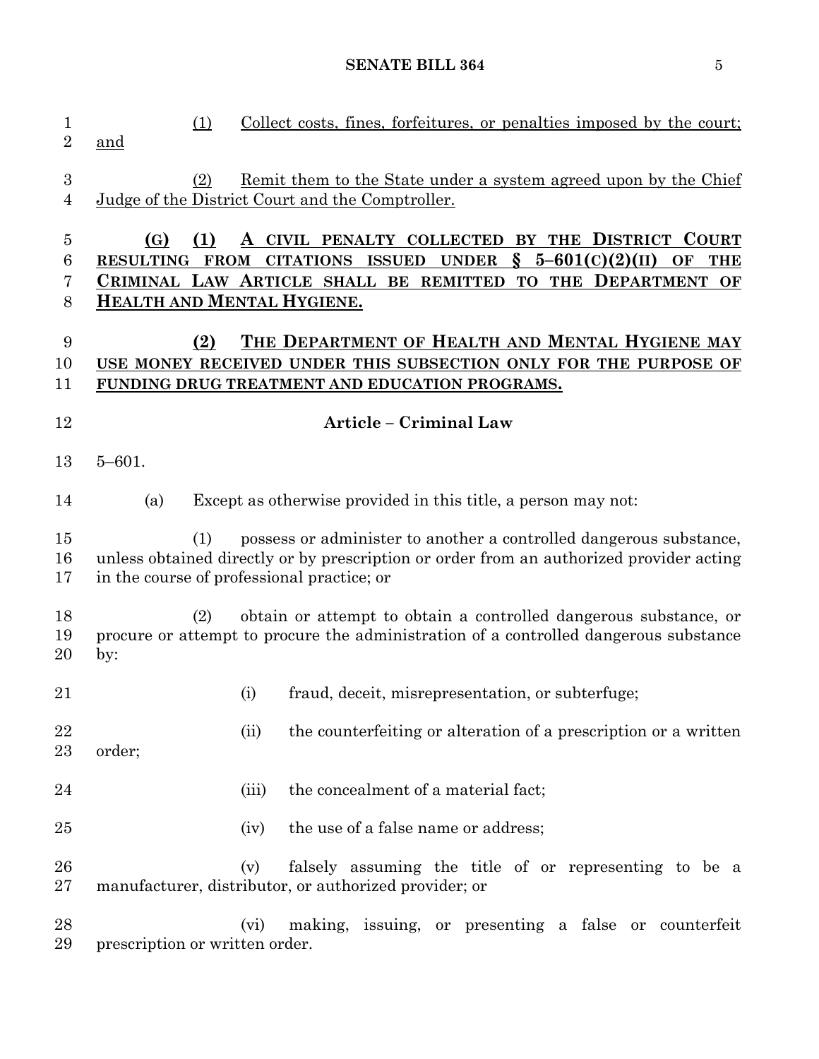(1) Collect costs, fines, forfeitures, or penalties imposed by the court; and

(2) Remit them to the State under a system agreed upon by the Chief Judge of the District Court and the Comptroller.

**(G) (1) A CIVIL PENALTY COLLECTED BY THE DISTRICT COURT RESULTING FROM CITATIONS ISSUED UNDER § 5–601(C)(2)(II) OF THE CRIMINAL LAW ARTICLE SHALL BE REMITTED TO THE DEPARTMENT OF HEALTH AND MENTAL HYGIENE.**

**(2) THE DEPARTMENT OF HEALTH AND MENTAL HYGIENE MAY USE MONEY RECEIVED UNDER THIS SUBSECTION ONLY FOR THE PURPOSE OF FUNDING DRUG TREATMENT AND EDUCATION PROGRAMS.**

## Article – Criminal Law

5–601.

(a) Except as otherwise provided in this title, a person may not:

(1) possess or administer to another a controlled dangerous substance, unless obtained directly or by prescription or order from an authorized provider acting in the course of professional practice; or

(2) obtain or attempt to obtain a controlled dangerous substance, or procure or attempt to procure the administration of a controlled dangerous substance by:

(i) fraud, deceit, misrepresentation, or subterfuge;

(ii) the counterfeiting or alteration of a prescription or a written order;

(iii) the concealment of a material fact;

(iv) the use of a false name or address;

(v) falsely assuming the title of or representing to be a manufacturer, distributor, or authorized provider; or

(vi) making, issuing, or presenting a false or counterfeit prescription or written order.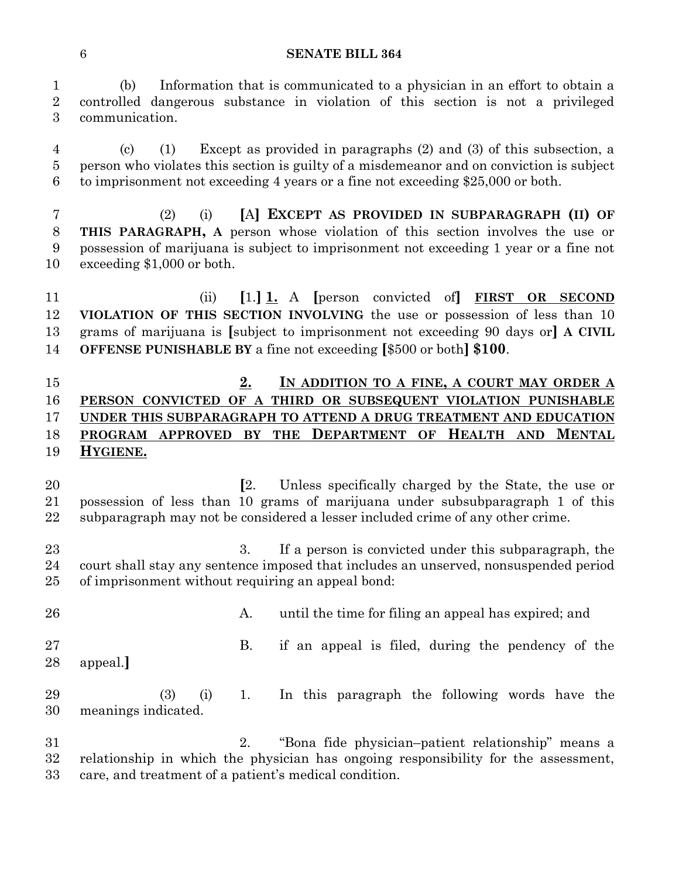(b) Information that is communicated to a physician in an effort to obtain a controlled dangerous substance in violation of this section is not a privileged communication.

(c) (1) Except as provided in paragraphs (2) and (3) of this subsection, a person who violates this section is guilty of a misdemeanor and on conviction is subject to imprisonment not exceeding 4 years or a fine not exceeding $25,000 or both.

(2) (i) **[**A**] EXCEPT AS PROVIDED IN SUBPARAGRAPH (II) OF THIS PARAGRAPH, A** person whose violation of this section involves the use or possession of marijuana is subject to imprisonment not exceeding 1 year or a fine not exceeding $1,000 or both.

(ii) **[**1.**]** **1.** A **[**person convicted of**]** **FIRST OR SECOND VIOLATION OF THIS SECTION INVOLVING** the use or possession of less than 10 grams of marijuana is **[**subject to imprisonment not exceeding 90 days or**]** **A CIVIL OFFENSE PUNISHABLE BY** a fine not exceeding **[**$500 or both**]** **$100**.

**2. IN ADDITION TO A FINE, A COURT MAY ORDER A PERSON CONVICTED OF A THIRD OR SUBSEQUENT VIOLATION PUNISHABLE UNDER THIS SUBPARAGRAPH TO ATTEND A DRUG TREATMENT AND EDUCATION PROGRAM APPROVED BY THE DEPARTMENT OF HEALTH AND MENTAL HYGIENE.**

**[**2. Unless specifically charged by the State, the use or possession of less than 10 grams of marijuana under subsubparagraph 1 of this subparagraph may not be considered a lesser included crime of any other crime.

3. If a person is convicted under this subparagraph, the court shall stay any sentence imposed that includes an unserved, nonsuspended period of imprisonment without requiring an appeal bond:

A. until the time for filing an appeal has expired; and

B. if an appeal is filed, during the pendency of the appeal.**]**

(3) (i) 1. In this paragraph the following words have the meanings indicated.

2. "Bona fide physician–patient relationship" means a relationship in which the physician has ongoing responsibility for the assessment, care, and treatment of a patient's medical condition.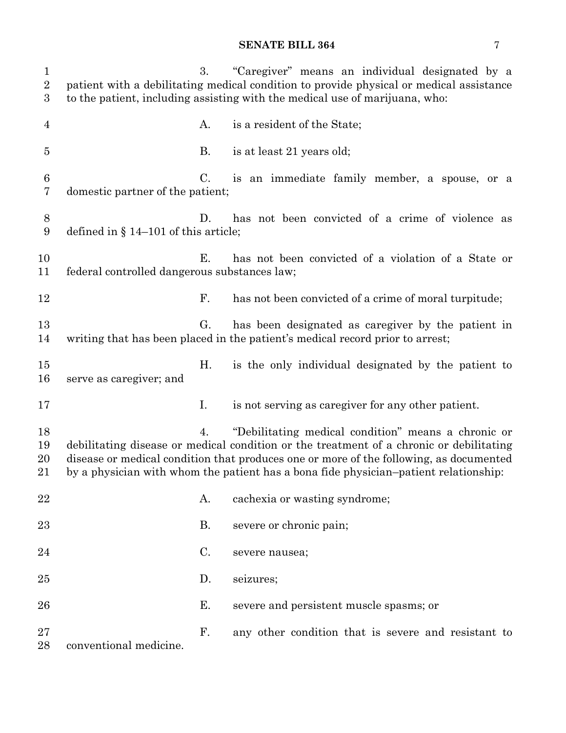3. "Caregiver" means an individual designated by a patient with a debilitating medical condition to provide physical or medical assistance to the patient, including assisting with the medical use of marijuana, who:

A. is a resident of the State;

B. is at least 21 years old;

C. is an immediate family member, a spouse, or a domestic partner of the patient;

D. has not been convicted of a crime of violence as defined in § 14–101 of this article;

E. has not been convicted of a violation of a State or federal controlled dangerous substances law;

F. has not been convicted of a crime of moral turpitude;

G. has been designated as caregiver by the patient in writing that has been placed in the patient's medical record prior to arrest;

H. is the only individual designated by the patient to serve as caregiver; and

I. is not serving as caregiver for any other patient.

4. "Debilitating medical condition" means a chronic or debilitating disease or medical condition or the treatment of a chronic or debilitating disease or medical condition that produces one or more of the following, as documented by a physician with whom the patient has a bona fide physician–patient relationship:

A. cachexia or wasting syndrome;

B. severe or chronic pain;

C. severe nausea;

D. seizures;

E. severe and persistent muscle spasms; or

F. any other condition that is severe and resistant to conventional medicine.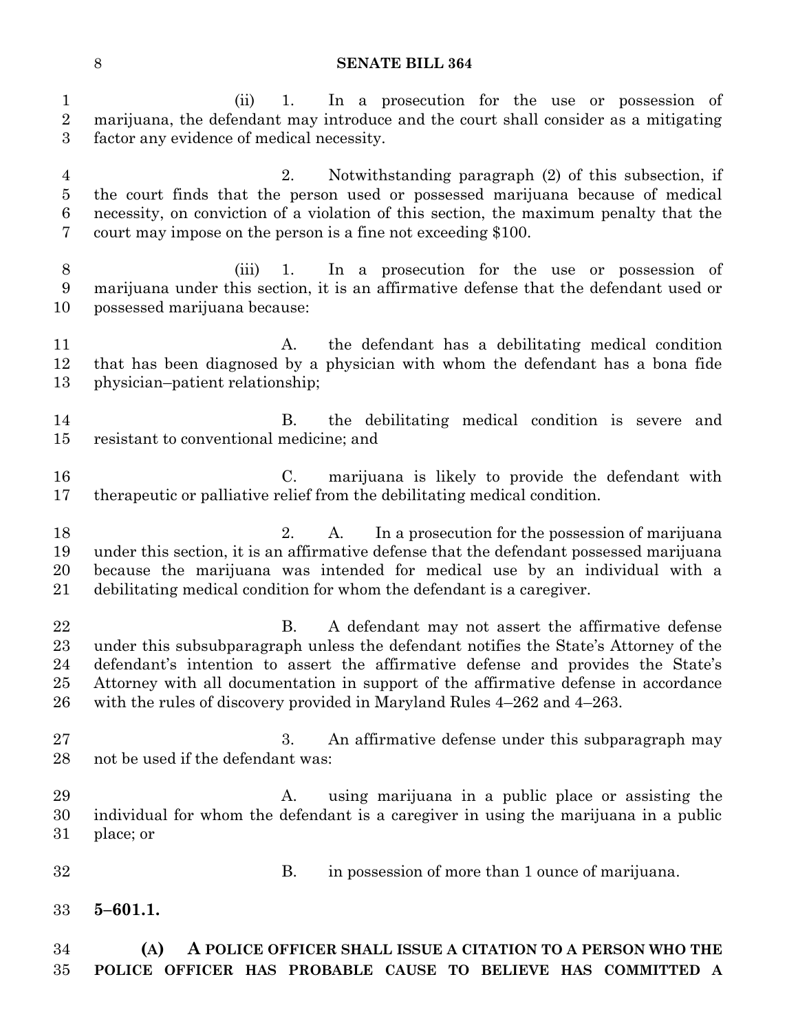(ii) 1. In a prosecution for the use or possession of marijuana, the defendant may introduce and the court shall consider as a mitigating factor any evidence of medical necessity.

2. Notwithstanding paragraph (2) of this subsection, if the court finds that the person used or possessed marijuana because of medical necessity, on conviction of a violation of this section, the maximum penalty that the court may impose on the person is a fine not exceeding $100.

(iii) 1. In a prosecution for the use or possession of marijuana under this section, it is an affirmative defense that the defendant used or possessed marijuana because:

A. the defendant has a debilitating medical condition that has been diagnosed by a physician with whom the defendant has a bona fide physician–patient relationship;

B. the debilitating medical condition is severe and resistant to conventional medicine; and

C. marijuana is likely to provide the defendant with therapeutic or palliative relief from the debilitating medical condition.

2. A. In a prosecution for the possession of marijuana under this section, it is an affirmative defense that the defendant possessed marijuana because the marijuana was intended for medical use by an individual with a debilitating medical condition for whom the defendant is a caregiver.

B. A defendant may not assert the affirmative defense under this subsubparagraph unless the defendant notifies the State's Attorney of the defendant's intention to assert the affirmative defense and provides the State's Attorney with all documentation in support of the affirmative defense in accordance with the rules of discovery provided in Maryland Rules 4–262 and 4–263.

3. An affirmative defense under this subparagraph may not be used if the defendant was:

A. using marijuana in a public place or assisting the individual for whom the defendant is a caregiver in using the marijuana in a public place; or

B. in possession of more than 1 ounce of marijuana.

**5–601.1.**

**(A) A POLICE OFFICER SHALL ISSUE A CITATION TO A PERSON WHO THE POLICE OFFICER HAS PROBABLE CAUSE TO BELIEVE HAS COMMITTED A**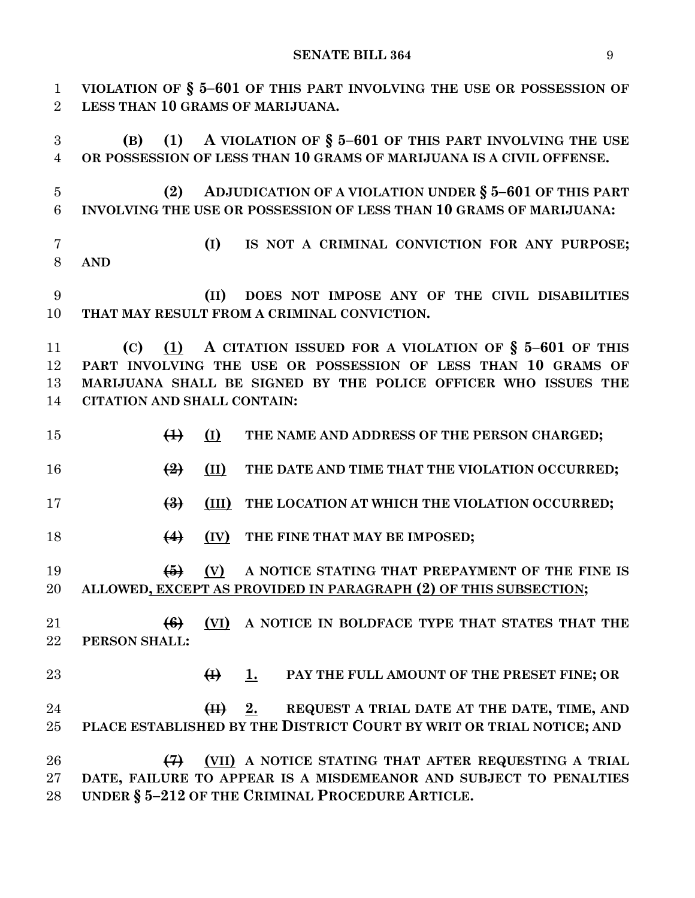**VIOLATION OF § 5–601 OF THIS PART INVOLVING THE USE OR POSSESSION OF LESS THAN 10 GRAMS OF MARIJUANA.**

**(B) (1) A VIOLATION OF § 5–601 OF THIS PART INVOLVING THE USE OR POSSESSION OF LESS THAN 10 GRAMS OF MARIJUANA IS A CIVIL OFFENSE.**

**(2) ADJUDICATION OF A VIOLATION UNDER § 5–601 OF THIS PART INVOLVING THE USE OR POSSESSION OF LESS THAN 10 GRAMS OF MARIJUANA:**

**(I) IS NOT A CRIMINAL CONVICTION FOR ANY PURPOSE; AND**

**(II) DOES NOT IMPOSE ANY OF THE CIVIL DISABILITIES THAT MAY RESULT FROM A CRIMINAL CONVICTION.**

**(C) (1) A CITATION ISSUED FOR A VIOLATION OF § 5–601 OF THIS PART INVOLVING THE USE OR POSSESSION OF LESS THAN 10 GRAMS OF MARIJUANA SHALL BE SIGNED BY THE POLICE OFFICER WHO ISSUES THE CITATION AND SHALL CONTAIN:**

**~~(1)~~ (I) THE NAME AND ADDRESS OF THE PERSON CHARGED;**

**~~(2)~~ (II) THE DATE AND TIME THAT THE VIOLATION OCCURRED;**

**~~(3)~~ (III) THE LOCATION AT WHICH THE VIOLATION OCCURRED;**

**~~(4)~~ (IV) THE FINE THAT MAY BE IMPOSED;**

**~~(5)~~ (V) A NOTICE STATING THAT PREPAYMENT OF THE FINE IS ALLOWED, EXCEPT AS PROVIDED IN PARAGRAPH (2) OF THIS SUBSECTION;**

**~~(6)~~ (VI) A NOTICE IN BOLDFACE TYPE THAT STATES THAT THE PERSON SHALL:**

**~~(I)~~ 1. PAY THE FULL AMOUNT OF THE PRESET FINE; OR**

**~~(II)~~ 2. REQUEST A TRIAL DATE AT THE DATE, TIME, AND PLACE ESTABLISHED BY THE DISTRICT COURT BY WRIT OR TRIAL NOTICE; AND**

**~~(7)~~ (VII) A NOTICE STATING THAT AFTER REQUESTING A TRIAL DATE, FAILURE TO APPEAR IS A MISDEMEANOR AND SUBJECT TO PENALTIES UNDER § 5–212 OF THE CRIMINAL PROCEDURE ARTICLE.**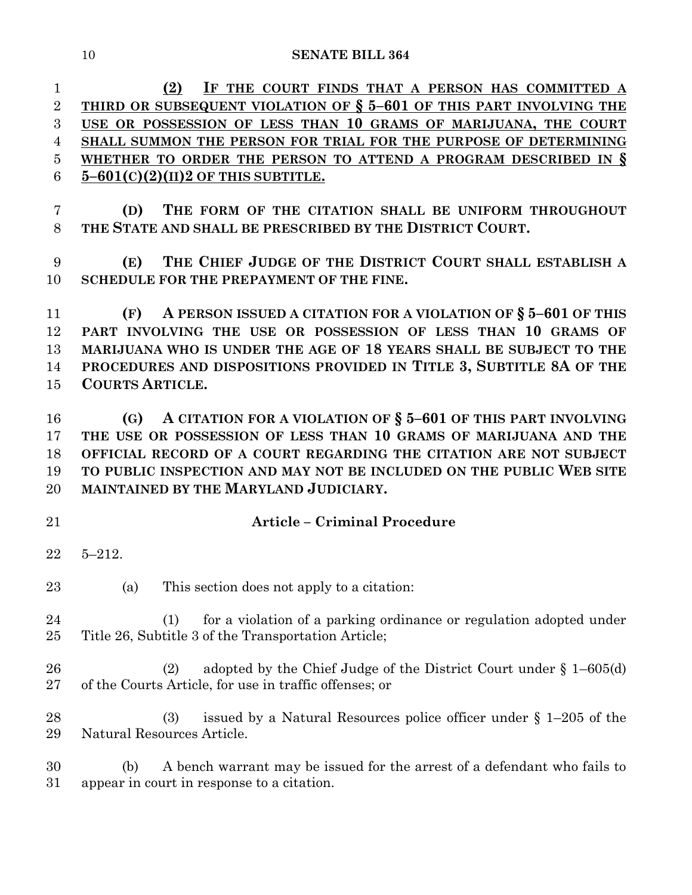**(2) IF THE COURT FINDS THAT A PERSON HAS COMMITTED A THIRD OR SUBSEQUENT VIOLATION OF § 5–601 OF THIS PART INVOLVING THE USE OR POSSESSION OF LESS THAN 10 GRAMS OF MARIJUANA, THE COURT SHALL SUMMON THE PERSON FOR TRIAL FOR THE PURPOSE OF DETERMINING WHETHER TO ORDER THE PERSON TO ATTEND A PROGRAM DESCRIBED IN § 5–601(C)(2)(II)2 OF THIS SUBTITLE.**

**(D) THE FORM OF THE CITATION SHALL BE UNIFORM THROUGHOUT THE STATE AND SHALL BE PRESCRIBED BY THE DISTRICT COURT.**

**(E) THE CHIEF JUDGE OF THE DISTRICT COURT SHALL ESTABLISH A SCHEDULE FOR THE PREPAYMENT OF THE FINE.**

**(F) A PERSON ISSUED A CITATION FOR A VIOLATION OF § 5–601 OF THIS PART INVOLVING THE USE OR POSSESSION OF LESS THAN 10 GRAMS OF MARIJUANA WHO IS UNDER THE AGE OF 18 YEARS SHALL BE SUBJECT TO THE PROCEDURES AND DISPOSITIONS PROVIDED IN TITLE 3, SUBTITLE 8A OF THE COURTS ARTICLE.**

**(G) A CITATION FOR A VIOLATION OF § 5–601 OF THIS PART INVOLVING THE USE OR POSSESSION OF LESS THAN 10 GRAMS OF MARIJUANA AND THE OFFICIAL RECORD OF A COURT REGARDING THE CITATION ARE NOT SUBJECT TO PUBLIC INSPECTION AND MAY NOT BE INCLUDED ON THE PUBLIC WEB SITE MAINTAINED BY THE MARYLAND JUDICIARY.**

**Article – Criminal Procedure**

5–212.

(a) This section does not apply to a citation:

(1) for a violation of a parking ordinance or regulation adopted under Title 26, Subtitle 3 of the Transportation Article;

(2) adopted by the Chief Judge of the District Court under § 1–605(d) of the Courts Article, for use in traffic offenses; or

(3) issued by a Natural Resources police officer under § 1–205 of the Natural Resources Article.

(b) A bench warrant may be issued for the arrest of a defendant who fails to appear in court in response to a citation.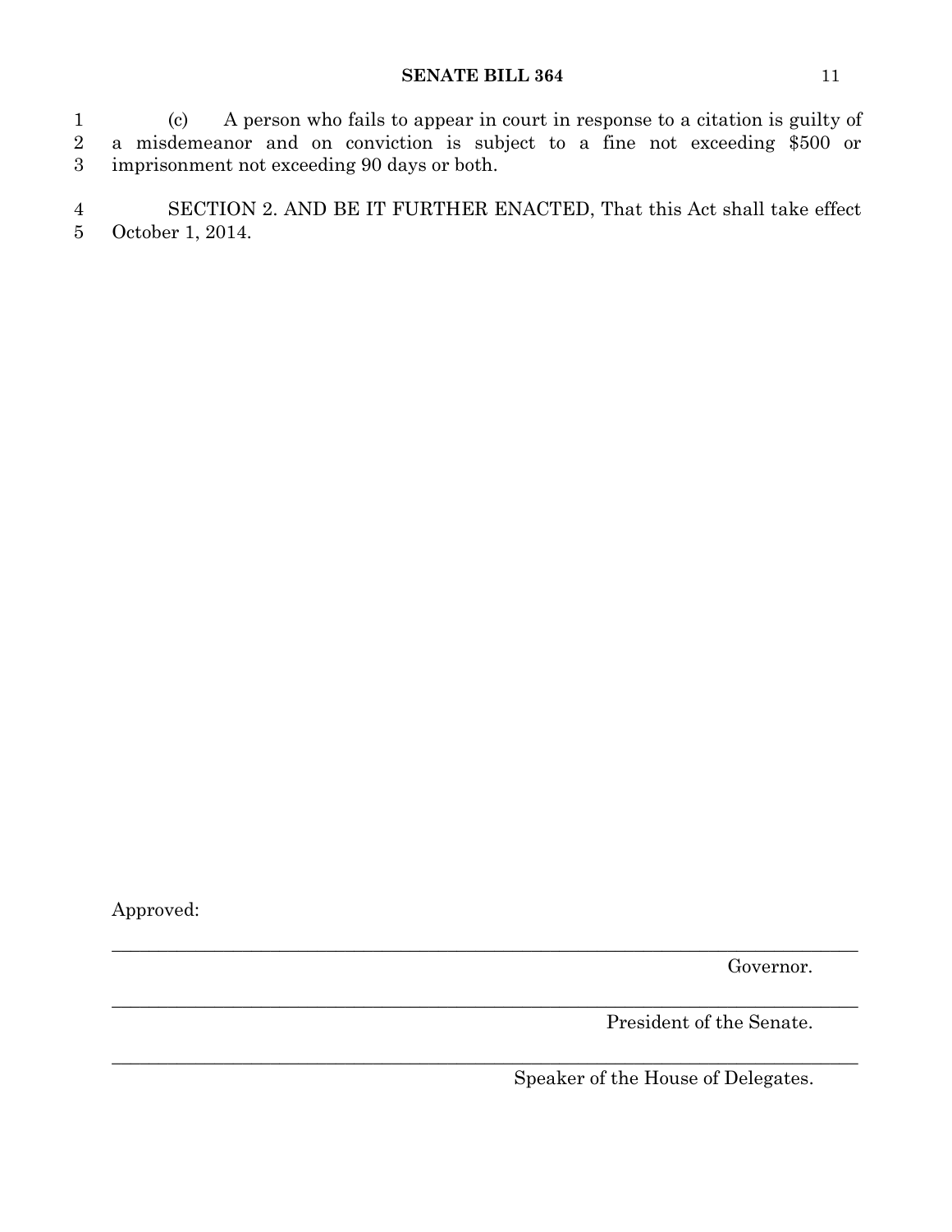(c) A person who fails to appear in court in response to a citation is guilty of a misdemeanor and on conviction is subject to a fine not exceeding $500 or imprisonment not exceeding 90 days or both.

SECTION 2. AND BE IT FURTHER ENACTED, That this Act shall take effect October 1, 2014.

Approved:

\_\_\_\_\_\_\_\_\_\_\_\_\_\_\_\_\_\_\_\_\_\_\_\_\_\_\_\_\_\_\_\_\_\_\_\_\_\_\_\_\_\_\_\_\_\_\_\_

Governor.

\_\_\_\_\_\_\_\_\_\_\_\_\_\_\_\_\_\_\_\_\_\_\_\_\_\_\_\_\_\_\_\_\_\_\_\_\_\_\_\_\_\_\_\_\_\_\_\_

President of the Senate.

\_\_\_\_\_\_\_\_\_\_\_\_\_\_\_\_\_\_\_\_\_\_\_\_\_\_\_\_\_\_\_\_\_\_\_\_\_\_\_\_\_\_\_\_\_\_\_\_

Speaker of the House of Delegates.